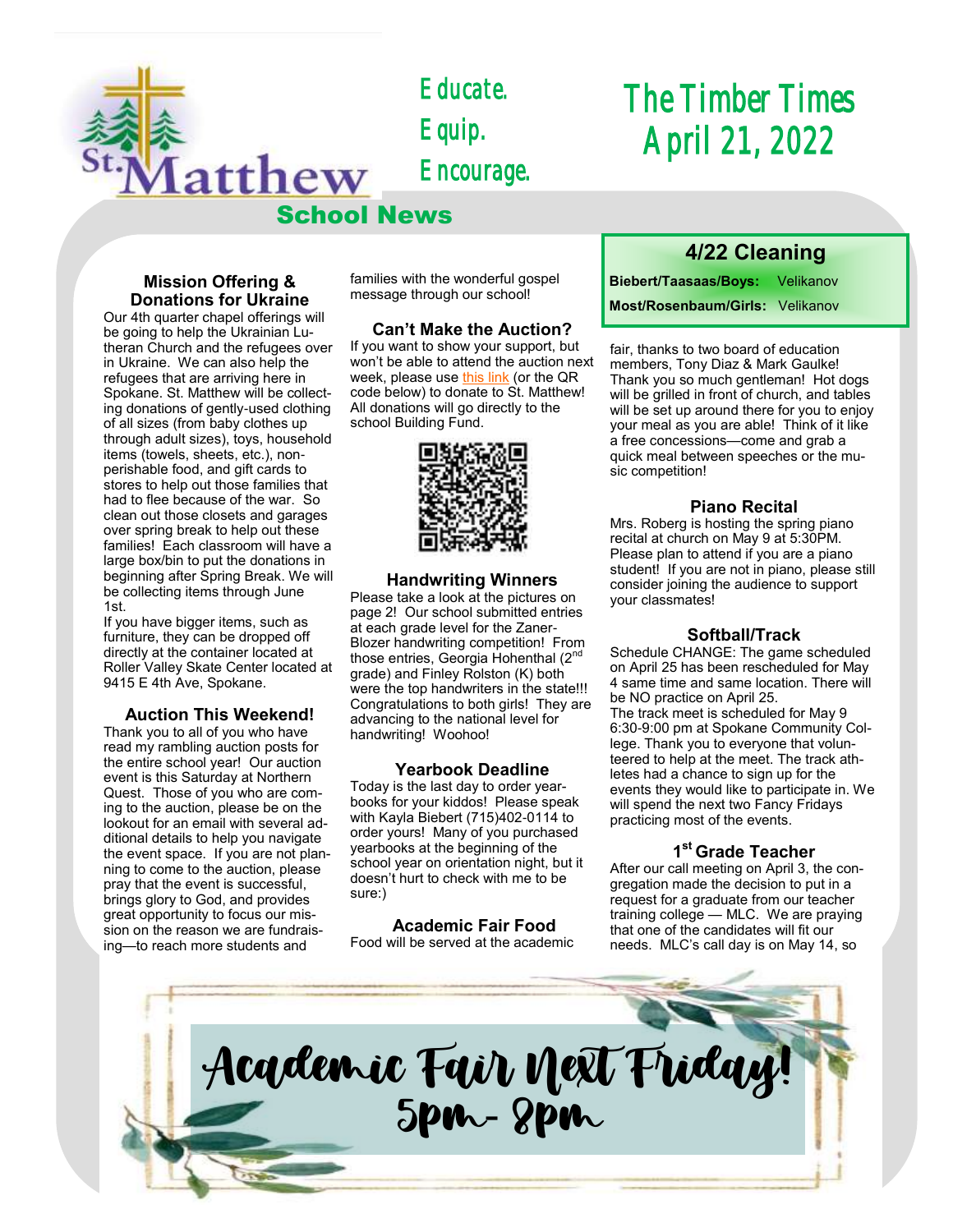# The Timber Times
## April 21, 2022

St. Matthew School News

Educate.
Equip.
Encourage.

### 4/22 Cleaning

| | |
|---|---|
| **Biebert/Taasaas/Boys:** | Velikanov |
| **Most/Rosenbaum/Girls:** | Velikanov |

### Mission Offering & Donations for Ukraine

Our 4th quarter chapel offerings will be going to help the Ukrainian Lutheran Church and the refugees over in Ukraine. We can also help the refugees that are arriving here in Spokane. St. Matthew will be collecting donations of gently-used clothing of all sizes (from baby clothes up through adult sizes), toys, household items (towels, sheets, etc.), non-perishable food, and gift cards to stores to help out those families that had to flee because of the war. So clean out those closets and garages over spring break to help out these families! Each classroom will have a large box/bin to put the donations in beginning after Spring Break. We will be collecting items through June 1st.

If you have bigger items, such as furniture, they can be dropped off directly at the container located at Roller Valley Skate Center located at 9415 E 4th Ave, Spokane.

### Auction This Weekend!

Thank you to all of you who have read my rambling auction posts for the entire school year! Our auction event is this Saturday at Northern Quest. Those of you who are coming to the auction, please be on the lookout for an email with several additional details to help you navigate the event space. If you are not planning to come to the auction, please pray that the event is successful, brings glory to God, and provides great opportunity to focus our mission on the reason we are fundraising—to reach more students and families with the wonderful gospel message through our school!

### Can't Make the Auction?

If you want to show your support, but won't be able to attend the auction next week, please use this link (or the QR code below) to donate to St. Matthew! All donations will go directly to the school Building Fund.

### Handwriting Winners

Please take a look at the pictures on page 2! Our school submitted entries at each grade level for the Zaner-Blozer handwriting competition! From those entries, Georgia Hohenthal (2nd grade) and Finley Rolston (K) both were the top handwriters in the state!!! Congratulations to both girls! They are advancing to the national level for handwriting! Woohoo!

### Yearbook Deadline

Today is the last day to order yearbooks for your kiddos! Please speak with Kayla Biebert (715)402-0114 to order yours! Many of you purchased yearbooks at the beginning of the school year on orientation night, but it doesn't hurt to check with me to be sure:)

### Academic Fair Food

Food will be served at the academic fair, thanks to two board of education members, Tony Diaz & Mark Gaulke! Thank you so much gentleman! Hot dogs will be grilled in front of church, and tables will be set up around there for you to enjoy your meal as you are able! Think of it like a free concessions—come and grab a quick meal between speeches or the music competition!

### Piano Recital

Mrs. Roberg is hosting the spring piano recital at church on May 9 at 5:30PM. Please plan to attend if you are a piano student! If you are not in piano, please still consider joining the audience to support your classmates!

### Softball/Track

Schedule CHANGE: The game scheduled on April 25 has been rescheduled for May 4 same time and same location. There will be NO practice on April 25.

The track meet is scheduled for May 9 6:30-9:00 pm at Spokane Community College. Thank you to everyone that volunteered to help at the meet. The track athletes had a chance to sign up for the events they would like to participate in. We will spend the next two Fancy Fridays practicing most of the events.

### 1st Grade Teacher

After our call meeting on April 3, the congregation made the decision to put in a request for a graduate from our teacher training college — MLC. We are praying that one of the candidates will fit our needs. MLC's call day is on May 14, so

## Academic Fair Next Friday!
## 5pm- 8pm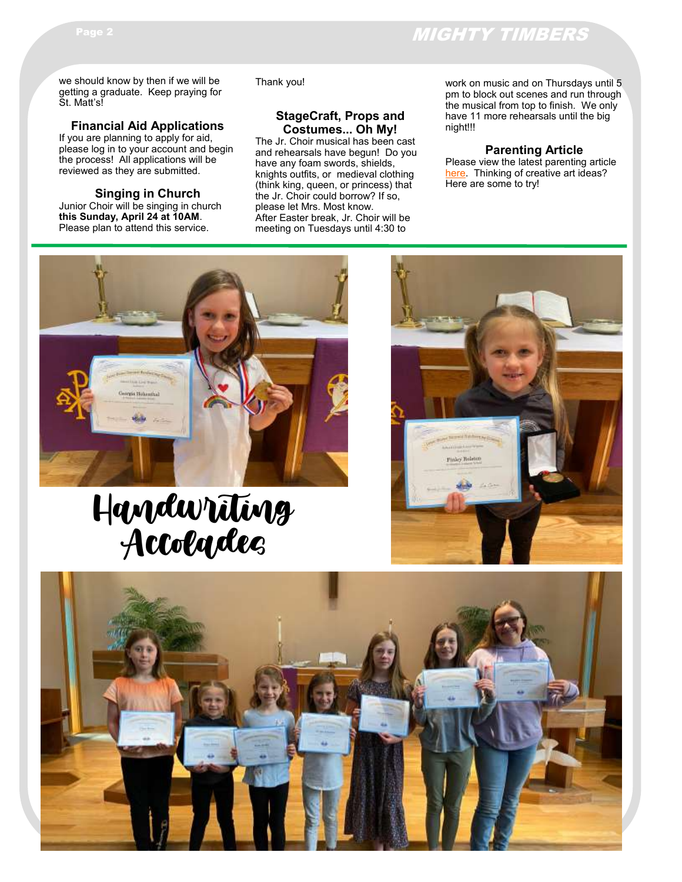we should know by then if we will be getting a graduate. Keep praying for St. Matt's!

### Financial Aid Applications

If you are planning to apply for aid, please log in to your account and begin the process! All applications will be reviewed as they are submitted.

### Singing in Church

Junior Choir will be singing in church **this Sunday, April 24 at 10AM**. Please plan to attend this service.

Thank you!

### StageCraft, Props and Costumes... Oh My!

The Jr. Choir musical has been cast and rehearsals have begun! Do you have any foam swords, shields, knights outfits, or medieval clothing (think king, queen, or princess) that the Jr. Choir could borrow? If so, please let Mrs. Most know.
After Easter break, Jr. Choir will be meeting on Tuesdays until 4:30 to work on music and on Thursdays until 5 pm to block out scenes and run through the musical from top to finish. We only have 11 more rehearsals until the big night!!!

### Parenting Article

Please view the latest parenting article here. Thinking of creative art ideas? Here are some to try!

## Handwriting Accolades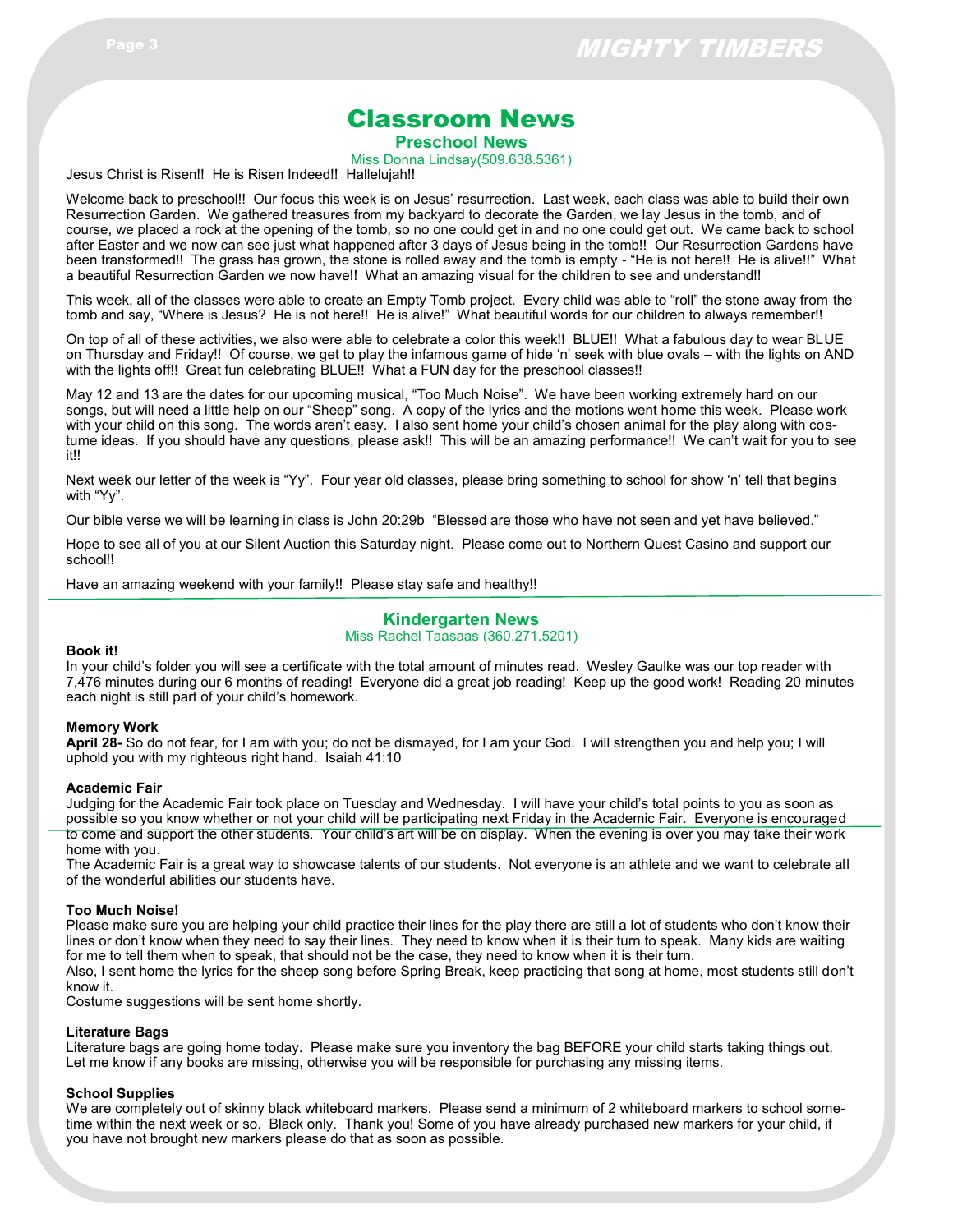# Classroom News

## Preschool News

Miss Donna Lindsay(509.638.5361)

Jesus Christ is Risen!! He is Risen Indeed!! Hallelujah!!

Welcome back to preschool!! Our focus this week is on Jesus' resurrection. Last week, each class was able to build their own Resurrection Garden. We gathered treasures from my backyard to decorate the Garden, we lay Jesus in the tomb, and of course, we placed a rock at the opening of the tomb, so no one could get in and no one could get out. We came back to school after Easter and we now can see just what happened after 3 days of Jesus being in the tomb!! Our Resurrection Gardens have been transformed!! The grass has grown, the stone is rolled away and the tomb is empty - "He is not here!! He is alive!!" What a beautiful Resurrection Garden we now have!! What an amazing visual for the children to see and understand!!

This week, all of the classes were able to create an Empty Tomb project. Every child was able to "roll" the stone away from the tomb and say, "Where is Jesus? He is not here!! He is alive!" What beautiful words for our children to always remember!!

On top of all of these activities, we also were able to celebrate a color this week!! BLUE!! What a fabulous day to wear BLUE on Thursday and Friday!! Of course, we get to play the infamous game of hide 'n' seek with blue ovals – with the lights on AND with the lights off!! Great fun celebrating BLUE!! What a FUN day for the preschool classes!!

May 12 and 13 are the dates for our upcoming musical, "Too Much Noise". We have been working extremely hard on our songs, but will need a little help on our "Sheep" song. A copy of the lyrics and the motions went home this week. Please work with your child on this song. The words aren't easy. I also sent home your child's chosen animal for the play along with costume ideas. If you should have any questions, please ask!! This will be an amazing performance!! We can't wait for you to see it!!

Next week our letter of the week is "Yy". Four year old classes, please bring something to school for show 'n' tell that begins with "Yy".

Our bible verse we will be learning in class is John 20:29b "Blessed are those who have not seen and yet have believed."

Hope to see all of you at our Silent Auction this Saturday night. Please come out to Northern Quest Casino and support our school!!

Have an amazing weekend with your family!! Please stay safe and healthy!!

## Kindergarten News

Miss Rachel Taasaas (360.271.5201)

**Book it!**

In your child's folder you will see a certificate with the total amount of minutes read. Wesley Gaulke was our top reader with 7,476 minutes during our 6 months of reading! Everyone did a great job reading! Keep up the good work! Reading 20 minutes each night is still part of your child's homework.

**Memory Work**

**April 28-** So do not fear, for I am with you; do not be dismayed, for I am your God. I will strengthen you and help you; I will uphold you with my righteous right hand. Isaiah 41:10

**Academic Fair**

Judging for the Academic Fair took place on Tuesday and Wednesday. I will have your child's total points to you as soon as possible so you know whether or not your child will be participating next Friday in the Academic Fair. Everyone is encouraged to come and support the other students. Your child's art will be on display. When the evening is over you may take their work home with you.

The Academic Fair is a great way to showcase talents of our students. Not everyone is an athlete and we want to celebrate all of the wonderful abilities our students have.

**Too Much Noise!**

Please make sure you are helping your child practice their lines for the play there are still a lot of students who don't know their lines or don't know when they need to say their lines. They need to know when it is their turn to speak. Many kids are waiting for me to tell them when to speak, that should not be the case, they need to know when it is their turn.

Also, I sent home the lyrics for the sheep song before Spring Break, keep practicing that song at home, most students still don't know it.

Costume suggestions will be sent home shortly.

**Literature Bags**

Literature bags are going home today. Please make sure you inventory the bag BEFORE your child starts taking things out. Let me know if any books are missing, otherwise you will be responsible for purchasing any missing items.

**School Supplies**

We are completely out of skinny black whiteboard markers. Please send a minimum of 2 whiteboard markers to school sometime within the next week or so. Black only. Thank you! Some of you have already purchased new markers for your child, if you have not brought new markers please do that as soon as possible.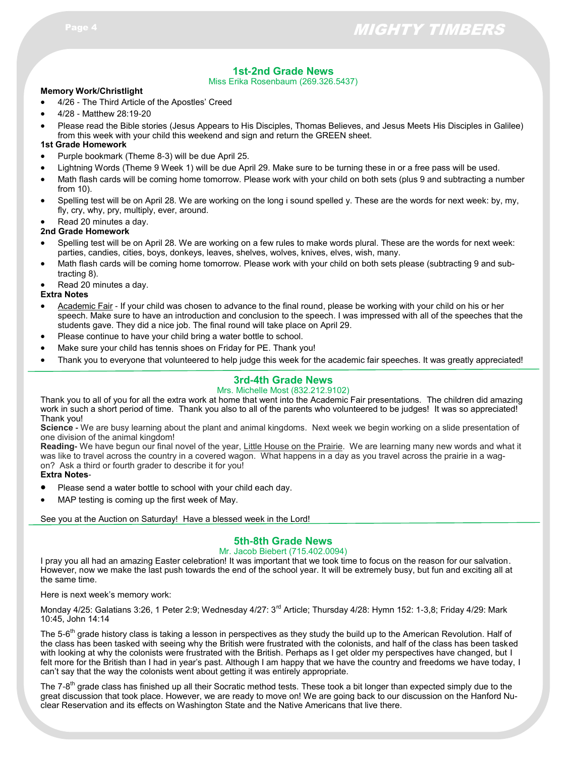## 1st-2nd Grade News

Miss Erika Rosenbaum (269.326.5437)

**Memory Work/Christlight**

- 4/26 - The Third Article of the Apostles' Creed
- 4/28 - Matthew 28:19-20
- Please read the Bible stories (Jesus Appears to His Disciples, Thomas Believes, and Jesus Meets His Disciples in Galilee) from this week with your child this weekend and sign and return the GREEN sheet.

**1st Grade Homework**

- Purple bookmark (Theme 8-3) will be due April 25.
- Lightning Words (Theme 9 Week 1) will be due April 29. Make sure to be turning these in or a free pass will be used.
- Math flash cards will be coming home tomorrow. Please work with your child on both sets (plus 9 and subtracting a number from 10).
- Spelling test will be on April 28. We are working on the long i sound spelled y. These are the words for next week: by, my, fly, cry, why, pry, multiply, ever, around.
- Read 20 minutes a day.

**2nd Grade Homework**

- Spelling test will be on April 28. We are working on a few rules to make words plural. These are the words for next week: parties, candies, cities, boys, donkeys, leaves, shelves, wolves, knives, elves, wish, many.
- Math flash cards will be coming home tomorrow. Please work with your child on both sets please (subtracting 9 and subtracting 8).
- Read 20 minutes a day.

**Extra Notes**

- Academic Fair - If your child was chosen to advance to the final round, please be working with your child on his or her speech. Make sure to have an introduction and conclusion to the speech. I was impressed with all of the speeches that the students gave. They did a nice job. The final round will take place on April 29.
- Please continue to have your child bring a water bottle to school.
- Make sure your child has tennis shoes on Friday for PE. Thank you!
- Thank you to everyone that volunteered to help judge this week for the academic fair speeches. It was greatly appreciated!

## 3rd-4th Grade News

Mrs. Michelle Most (832.212.9102)

Thank you to all of you for all the extra work at home that went into the Academic Fair presentations. The children did amazing work in such a short period of time. Thank you also to all of the parents who volunteered to be judges! It was so appreciated! Thank you!

**Science -** We are busy learning about the plant and animal kingdoms. Next week we begin working on a slide presentation of one division of the animal kingdom!

**Reading-** We have begun our final novel of the year, Little House on the Prairie. We are learning many new words and what it was like to travel across the country in a covered wagon. What happens in a day as you travel across the prairie in a wagon? Ask a third or fourth grader to describe it for you!

**Extra Notes**-

- Please send a water bottle to school with your child each day.
- MAP testing is coming up the first week of May.

See you at the Auction on Saturday! Have a blessed week in the Lord!

## 5th-8th Grade News

Mr. Jacob Biebert (715.402.0094)

I pray you all had an amazing Easter celebration! It was important that we took time to focus on the reason for our salvation. However, now we make the last push towards the end of the school year. It will be extremely busy, but fun and exciting all at the same time.

Here is next week's memory work:

Monday 4/25: Galatians 3:26, 1 Peter 2:9; Wednesday 4/27: 3rd Article; Thursday 4/28: Hymn 152: 1-3,8; Friday 4/29: Mark 10:45, John 14:14

The 5-6th grade history class is taking a lesson in perspectives as they study the build up to the American Revolution. Half of the class has been tasked with seeing why the British were frustrated with the colonists, and half of the class has been tasked with looking at why the colonists were frustrated with the British. Perhaps as I get older my perspectives have changed, but I felt more for the British than I had in year's past. Although I am happy that we have the country and freedoms we have today, I can't say that the way the colonists went about getting it was entirely appropriate.

The 7-8th grade class has finished up all their Socratic method tests. These took a bit longer than expected simply due to the great discussion that took place. However, we are ready to move on! We are going back to our discussion on the Hanford Nuclear Reservation and its effects on Washington State and the Native Americans that live there.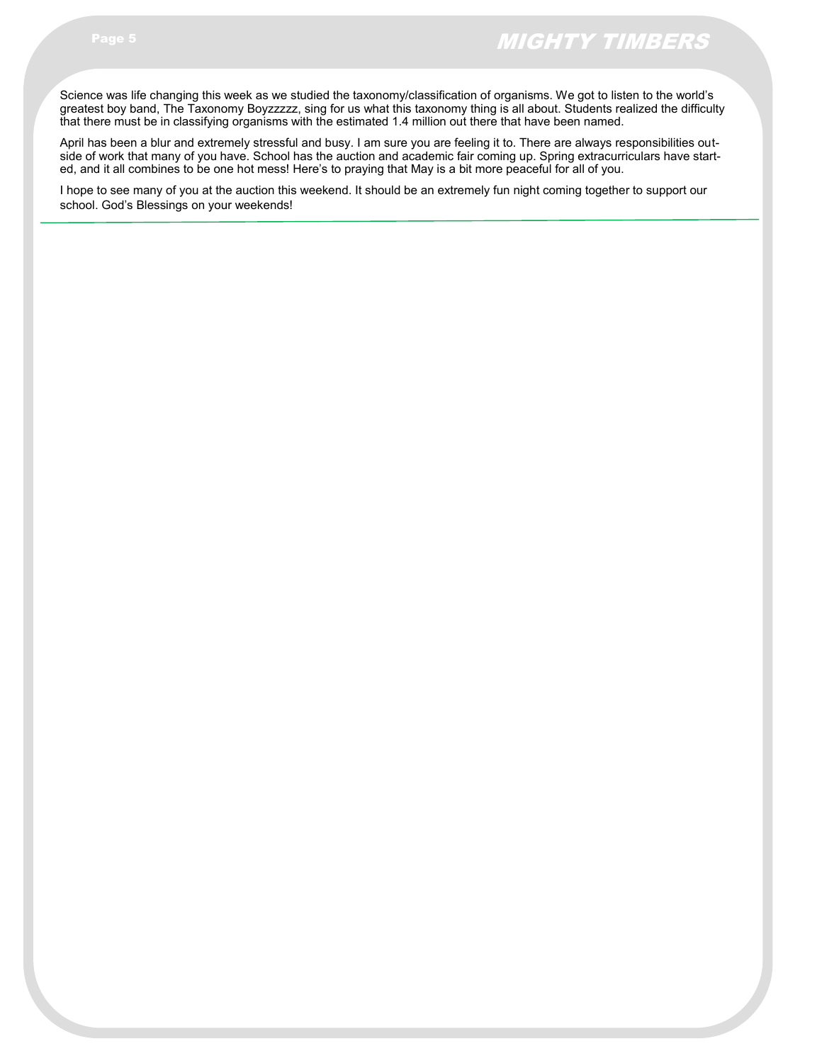Science was life changing this week as we studied the taxonomy/classification of organisms. We got to listen to the world's greatest boy band, The Taxonomy Boyzzzzz, sing for us what this taxonomy thing is all about. Students realized the difficulty that there must be in classifying organisms with the estimated 1.4 million out there that have been named.

April has been a blur and extremely stressful and busy. I am sure you are feeling it to. There are always responsibilities outside of work that many of you have. School has the auction and academic fair coming up. Spring extracurriculars have started, and it all combines to be one hot mess! Here's to praying that May is a bit more peaceful for all of you.

I hope to see many of you at the auction this weekend. It should be an extremely fun night coming together to support our school. God's Blessings on your weekends!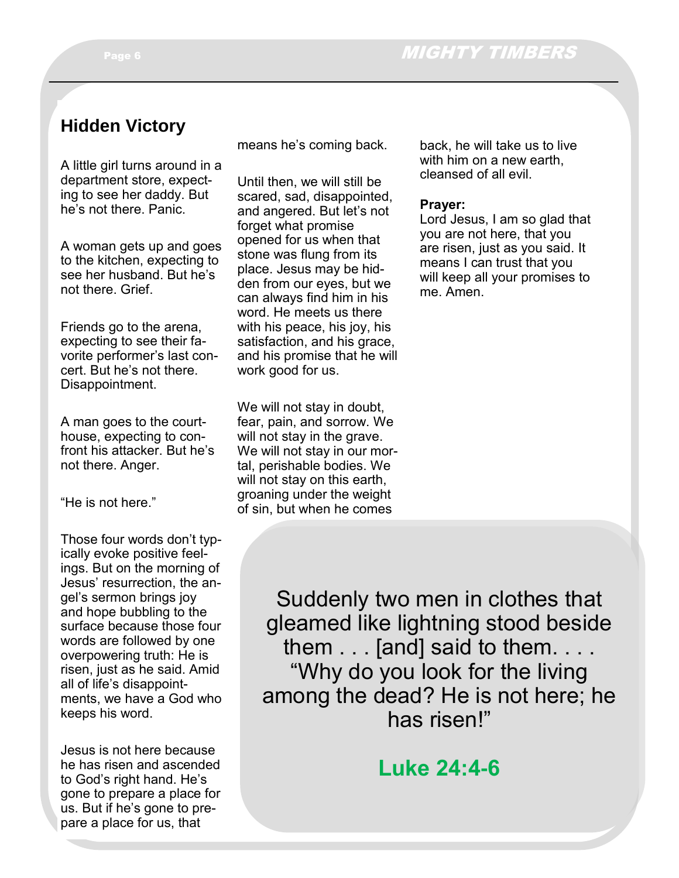## Hidden Victory

A little girl turns around in a department store, expecting to see her daddy. But he's not there. Panic.

A woman gets up and goes to the kitchen, expecting to see her husband. But he's not there. Grief.

Friends go to the arena, expecting to see their favorite performer's last concert. But he's not there. Disappointment.

A man goes to the courthouse, expecting to confront his attacker. But he's not there. Anger.

"He is not here."

Those four words don't typically evoke positive feelings. But on the morning of Jesus' resurrection, the angel's sermon brings joy and hope bubbling to the surface because those four words are followed by one overpowering truth: He is risen, just as he said. Amid all of life's disappointments, we have a God who keeps his word.

Jesus is not here because he has risen and ascended to God's right hand. He's gone to prepare a place for us. But if he's gone to prepare a place for us, that means he's coming back.

Until then, we will still be scared, sad, disappointed, and angered. But let's not forget what promise opened for us when that stone was flung from its place. Jesus may be hidden from our eyes, but we can always find him in his word. He meets us there with his peace, his joy, his satisfaction, and his grace, and his promise that he will work good for us.

We will not stay in doubt, fear, pain, and sorrow. We will not stay in the grave. We will not stay in our mortal, perishable bodies. We will not stay on this earth, groaning under the weight of sin, but when he comes back, he will take us to live with him on a new earth, cleansed of all evil.

**Prayer:**
Lord Jesus, I am so glad that you are not here, that you are risen, just as you said. It means I can trust that you will keep all your promises to me. Amen.

Suddenly two men in clothes that gleamed like lightning stood beside them . . . [and] said to them. . . . "Why do you look for the living among the dead? He is not here; he has risen!"

**Luke 24:4-6**